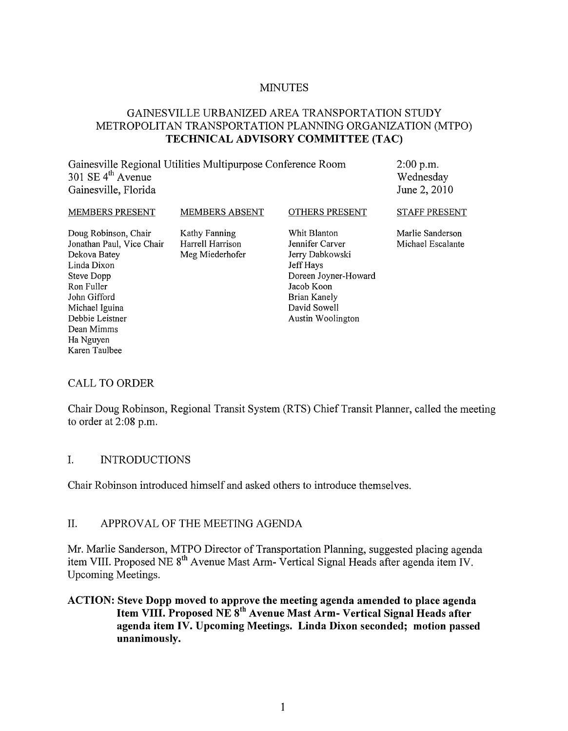# MINUTES

## GAINESVILLE URBANIZED AREA TRANSPORTATION STUDY METROPOLITAN TRANSPORTATION PLANNING ORGANIZATION (MTPO) TECHNICAL ADVISORY COMMITTEE (TAC)

Gainesville Regional Utilities Multipurpose Conference Room
301 SE 4th Avenue
Gainesville, Florida

2:00 p.m.
Wednesday
June 2, 2010

| MEMBERS PRESENT | MEMBERS ABSENT | OTHERS PRESENT | STAFF PRESENT |
|---|---|---|---|
| Doug Robinson, Chair | Kathy Fanning | Whit Blanton | Marlie Sanderson |
| Jonathan Paul, Vice Chair | Harrell Harrison | Jennifer Carver | Michael Escalante |
| Dekova Batey | Meg Miederhofer | Jerry Dabkowski | |
| Linda Dixon | | Jeff Hays | |
| Steve Dopp | | Doreen Joyner-Howard | |
| Ron Fuller | | Jacob Koon | |
| John Gifford | | Brian Kanely | |
| Michael Iguina | | David Sowell | |
| Debbie Leistner | | Austin Woolington | |
| Dean Mimms | | | |
| Ha Nguyen | | | |
| Karen Taulbee | | | |

## CALL TO ORDER

Chair Doug Robinson, Regional Transit System (RTS) Chief Transit Planner, called the meeting to order at 2:08 p.m.

## I. INTRODUCTIONS

Chair Robinson introduced himself and asked others to introduce themselves.

## II. APPROVAL OF THE MEETING AGENDA

Mr. Marlie Sanderson, MTPO Director of Transportation Planning, suggested placing agenda item VIII. Proposed NE 8th Avenue Mast Arm- Vertical Signal Heads after agenda item IV. Upcoming Meetings.

**ACTION: Steve Dopp moved to approve the meeting agenda amended to place agenda Item VIII. Proposed NE 8th Avenue Mast Arm- Vertical Signal Heads after agenda item IV. Upcoming Meetings. Linda Dixon seconded; motion passed unanimously.**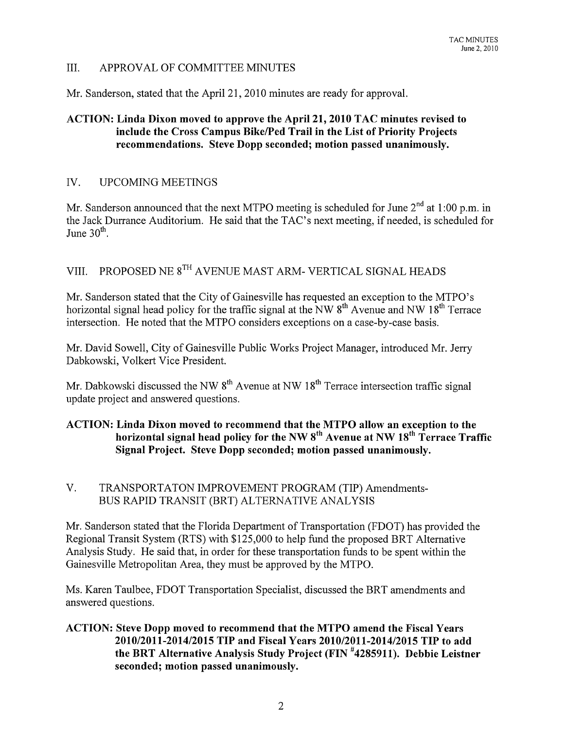## III. APPROVAL OF COMMITTEE MINUTES

Mr. Sanderson, stated that the April 21, 2010 minutes are ready for approval.

**ACTION: Linda Dixon moved to approve the April 21, 2010 TAC minutes revised to include the Cross Campus Bike/Ped Trail in the List of Priority Projects recommendations. Steve Dopp seconded; motion passed unanimously.**

## IV. UPCOMING MEETINGS

Mr. Sanderson announced that the next MTPO meeting is scheduled for June 2nd at 1:00 p.m. in the Jack Durrance Auditorium. He said that the TAC's next meeting, if needed, is scheduled for June 30th.

## VIII. PROPOSED NE 8TH AVENUE MAST ARM- VERTICAL SIGNAL HEADS

Mr. Sanderson stated that the City of Gainesville has requested an exception to the MTPO's horizontal signal head policy for the traffic signal at the NW 8th Avenue and NW 18th Terrace intersection. He noted that the MTPO considers exceptions on a case-by-case basis.

Mr. David Sowell, City of Gainesville Public Works Project Manager, introduced Mr. Jerry Dabkowski, Volkert Vice President.

Mr. Dabkowski discussed the NW 8th Avenue at NW 18th Terrace intersection traffic signal update project and answered questions.

**ACTION: Linda Dixon moved to recommend that the MTPO allow an exception to the horizontal signal head policy for the NW 8th Avenue at NW 18th Terrace Traffic Signal Project. Steve Dopp seconded; motion passed unanimously.**

## V. TRANSPORTATON IMPROVEMENT PROGRAM (TIP) Amendments- BUS RAPID TRANSIT (BRT) ALTERNATIVE ANALYSIS

Mr. Sanderson stated that the Florida Department of Transportation (FDOT) has provided the Regional Transit System (RTS) with $125,000 to help fund the proposed BRT Alternative Analysis Study. He said that, in order for these transportation funds to be spent within the Gainesville Metropolitan Area, they must be approved by the MTPO.

Ms. Karen Taulbee, FDOT Transportation Specialist, discussed the BRT amendments and answered questions.

**ACTION: Steve Dopp moved to recommend that the MTPO amend the Fiscal Years 2010/2011-2014/2015 TIP and Fiscal Years 2010/2011-2014/2015 TIP to add the BRT Alternative Analysis Study Project (FIN #4285911). Debbie Leistner seconded; motion passed unanimously.**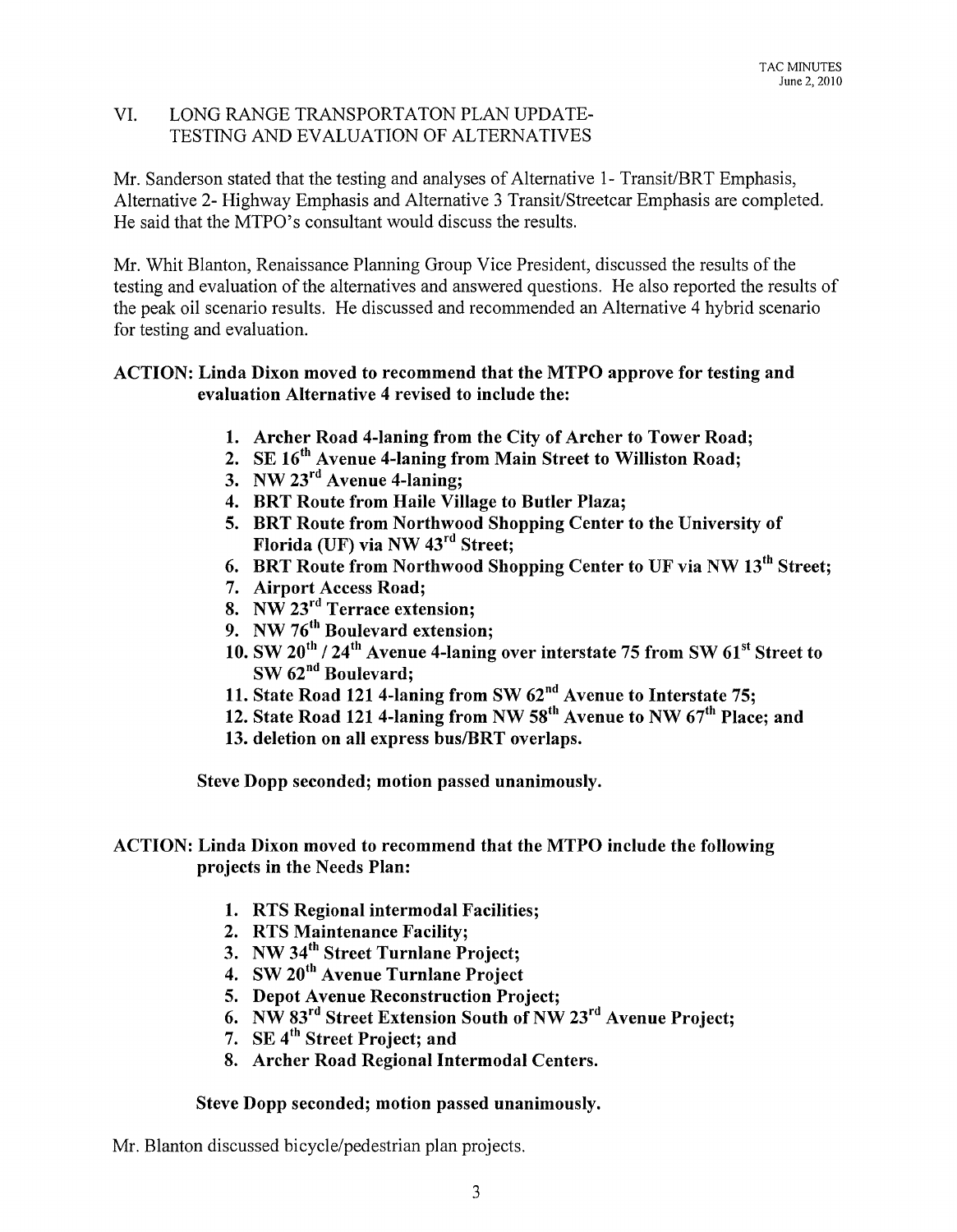## VI. LONG RANGE TRANSPORTATON PLAN UPDATE- TESTING AND EVALUATION OF ALTERNATIVES

Mr. Sanderson stated that the testing and analyses of Alternative 1- Transit/BRT Emphasis, Alternative 2- Highway Emphasis and Alternative 3 Transit/Streetcar Emphasis are completed. He said that the MTPO's consultant would discuss the results.

Mr. Whit Blanton, Renaissance Planning Group Vice President, discussed the results of the testing and evaluation of the alternatives and answered questions. He also reported the results of the peak oil scenario results. He discussed and recommended an Alternative 4 hybrid scenario for testing and evaluation.

**ACTION: Linda Dixon moved to recommend that the MTPO approve for testing and evaluation Alternative 4 revised to include the:**

1. **Archer Road 4-laning from the City of Archer to Tower Road;**
2. **SE 16th Avenue 4-laning from Main Street to Williston Road;**
3. **NW 23rd Avenue 4-laning;**
4. **BRT Route from Haile Village to Butler Plaza;**
5. **BRT Route from Northwood Shopping Center to the University of Florida (UF) via NW 43rd Street;**
6. **BRT Route from Northwood Shopping Center to UF via NW 13th Street;**
7. **Airport Access Road;**
8. **NW 23rd Terrace extension;**
9. **NW 76th Boulevard extension;**
10. **SW 20th / 24th Avenue 4-laning over interstate 75 from SW 61st Street to SW 62nd Boulevard;**
11. **State Road 121 4-laning from SW 62nd Avenue to Interstate 75;**
12. **State Road 121 4-laning from NW 58th Avenue to NW 67th Place; and**
13. **deletion on all express bus/BRT overlaps.**

**Steve Dopp seconded; motion passed unanimously.**

**ACTION: Linda Dixon moved to recommend that the MTPO include the following projects in the Needs Plan:**

1. **RTS Regional intermodal Facilities;**
2. **RTS Maintenance Facility;**
3. **NW 34th Street Turnlane Project;**
4. **SW 20th Avenue Turnlane Project**
5. **Depot Avenue Reconstruction Project;**
6. **NW 83rd Street Extension South of NW 23rd Avenue Project;**
7. **SE 4th Street Project; and**
8. **Archer Road Regional Intermodal Centers.**

**Steve Dopp seconded; motion passed unanimously.**

Mr. Blanton discussed bicycle/pedestrian plan projects.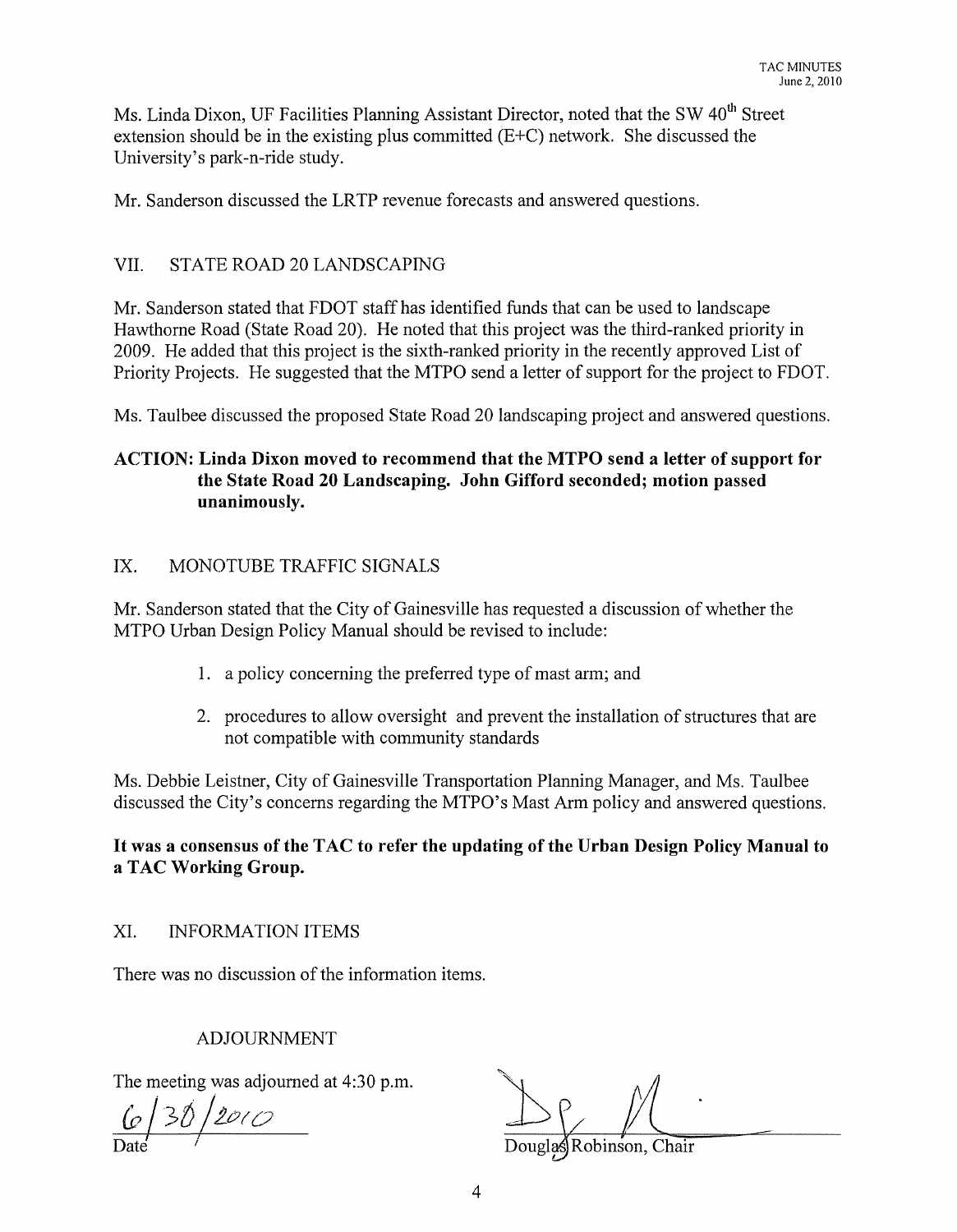Ms. Linda Dixon, UF Facilities Planning Assistant Director, noted that the SW 40th Street extension should be in the existing plus committed (E+C) network. She discussed the University's park-n-ride study.

Mr. Sanderson discussed the LRTP revenue forecasts and answered questions.

## VII. STATE ROAD 20 LANDSCAPING

Mr. Sanderson stated that FDOT staff has identified funds that can be used to landscape Hawthorne Road (State Road 20). He noted that this project was the third-ranked priority in 2009. He added that this project is the sixth-ranked priority in the recently approved List of Priority Projects. He suggested that the MTPO send a letter of support for the project to FDOT.

Ms. Taulbee discussed the proposed State Road 20 landscaping project and answered questions.

**ACTION: Linda Dixon moved to recommend that the MTPO send a letter of support for the State Road 20 Landscaping. John Gifford seconded; motion passed unanimously.**

## IX. MONOTUBE TRAFFIC SIGNALS

Mr. Sanderson stated that the City of Gainesville has requested a discussion of whether the MTPO Urban Design Policy Manual should be revised to include:

1. a policy concerning the preferred type of mast arm; and
2. procedures to allow oversight and prevent the installation of structures that are not compatible with community standards

Ms. Debbie Leistner, City of Gainesville Transportation Planning Manager, and Ms. Taulbee discussed the City's concerns regarding the MTPO's Mast Arm policy and answered questions.

**It was a consensus of the TAC to refer the updating of the Urban Design Policy Manual to a TAC Working Group.**

## XI. INFORMATION ITEMS

There was no discussion of the information items.

ADJOURNMENT

The meeting was adjourned at 4:30 p.m.

6/30/2010
Date

Douglas Robinson, Chair